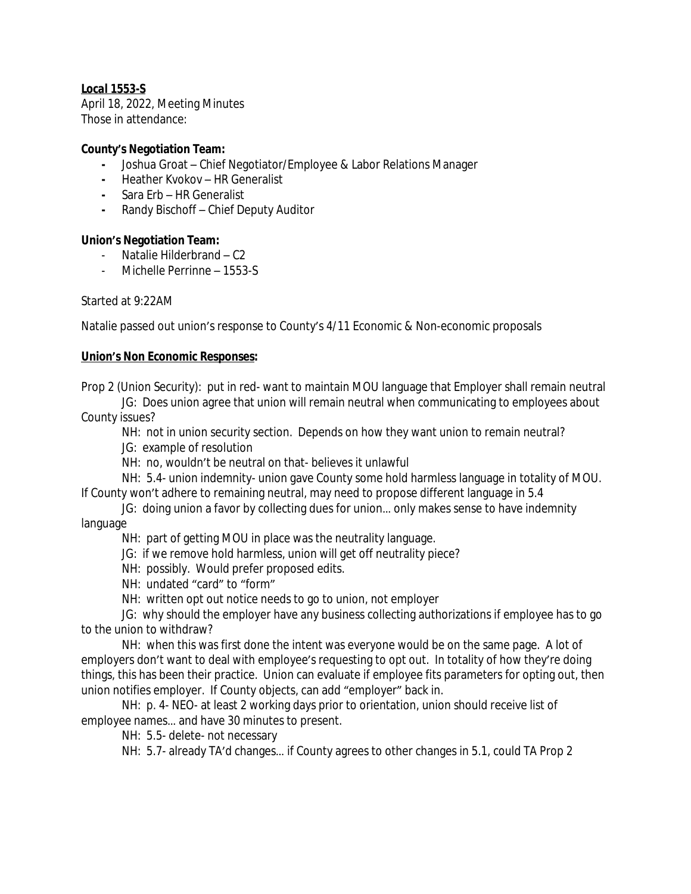**Local 1553-S**

April 18, 2022, Meeting Minutes

Those in attendance:

**County's Negotiation Team:**

- Joshua Groat – Chief Negotiator/Employee & Labor Relations Manager
- Heather Kvokov – HR Generalist
- Sara Erb – HR Generalist
- Randy Bischoff – Chief Deputy Auditor

**Union's Negotiation Team:**

- Natalie Hilderbrand – C2
- Michelle Perrinne – 1553-S

Started at 9:22AM

Natalie passed out union's response to County's 4/11 Economic & Non-economic proposals

**Union's Non Economic Responses:**

Prop 2 (Union Security): put in red- want to maintain MOU language that Employer shall remain neutral

JG: Does union agree that union will remain neutral when communicating to employees about County issues?

NH: not in union security section. Depends on how they want union to remain neutral?

JG: example of resolution

NH: no, wouldn't be neutral on that- believes it unlawful

NH: 5.4- union indemnity- union gave County some hold harmless language in totality of MOU. If County won't adhere to remaining neutral, may need to propose different language in 5.4

JG: doing union a favor by collecting dues for union... only makes sense to have indemnity language

NH: part of getting MOU in place was the neutrality language.

JG: if we remove hold harmless, union will get off neutrality piece?

NH: possibly. Would prefer proposed edits.

NH: undated "card" to "form"

NH: written opt out notice needs to go to union, not employer

JG: why should the employer have any business collecting authorizations if employee has to go to the union to withdraw?

NH: when this was first done the intent was everyone would be on the same page. A lot of employers don't want to deal with employee's requesting to opt out. In totality of how they're doing things, this has been their practice. Union can evaluate if employee fits parameters for opting out, then union notifies employer. If County objects, can add "employer" back in.

NH: p. 4- NEO- at least 2 working days prior to orientation, union should receive list of employee names... and have 30 minutes to present.

NH: 5.5- delete- not necessary

NH: 5.7- already TA'd changes... if County agrees to other changes in 5.1, could TA Prop 2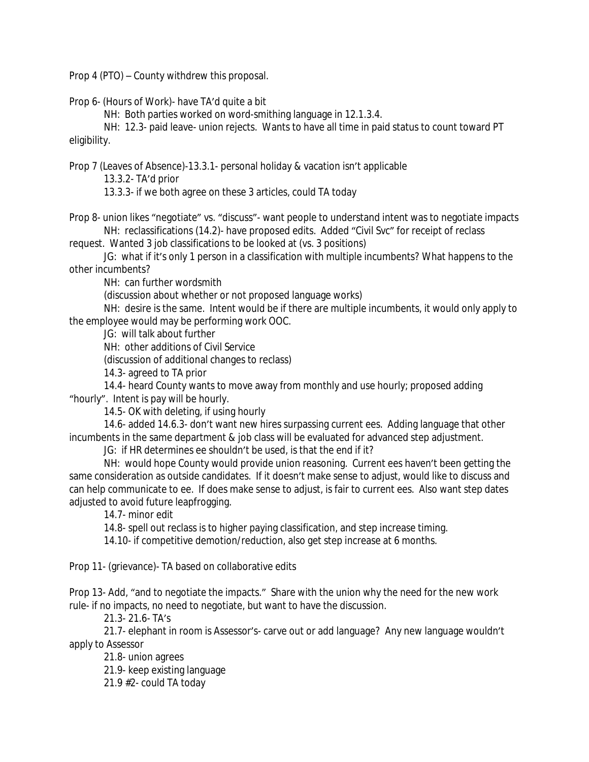Prop 4 (PTO) – County withdrew this proposal.

Prop 6- (Hours of Work)- have TA'd quite a bit

NH: Both parties worked on word-smithing language in 12.1.3.4.

NH: 12.3- paid leave- union rejects. Wants to have all time in paid status to count toward PT eligibility.

Prop 7 (Leaves of Absence)-13.3.1- personal holiday & vacation isn't applicable

13.3.2- TA'd prior

13.3.3- if we both agree on these 3 articles, could TA today

Prop 8- union likes "negotiate" vs. "discuss"- want people to understand intent was to negotiate impacts

NH: reclassifications (14.2)- have proposed edits. Added "Civil Svc" for receipt of reclass request. Wanted 3 job classifications to be looked at (vs. 3 positions)

JG: what if it's only 1 person in a classification with multiple incumbents? What happens to the other incumbents?

NH: can further wordsmith

(discussion about whether or not proposed language works)

NH: desire is the same. Intent would be if there are multiple incumbents, it would only apply to the employee would may be performing work OOC.

JG: will talk about further

NH: other additions of Civil Service

(discussion of additional changes to reclass)

14.3- agreed to TA prior

14.4- heard County wants to move away from monthly and use hourly; proposed adding "hourly". Intent is pay will be hourly.

14.5- OK with deleting, if using hourly

14.6- added 14.6.3- don't want new hires surpassing current ees. Adding language that other incumbents in the same department & job class will be evaluated for advanced step adjustment.

JG: if HR determines ee shouldn't be used, is that the end if it?

NH: would hope County would provide union reasoning. Current ees haven't been getting the same consideration as outside candidates. If it doesn't make sense to adjust, would like to discuss and can help communicate to ee. If does make sense to adjust, is fair to current ees. Also want step dates adjusted to avoid future leapfrogging.

14.7- minor edit

14.8- spell out reclass is to higher paying classification, and step increase timing.

14.10- if competitive demotion/reduction, also get step increase at 6 months.

Prop 11- (grievance)- TA based on collaborative edits

Prop 13- Add, "and to negotiate the impacts." Share with the union why the need for the new work rule- if no impacts, no need to negotiate, but want to have the discussion.

21.3- 21.6- TA's

21.7- elephant in room is Assessor's- carve out or add language? Any new language wouldn't apply to Assessor

21.8- union agrees

21.9- keep existing language

21.9 #2- could TA today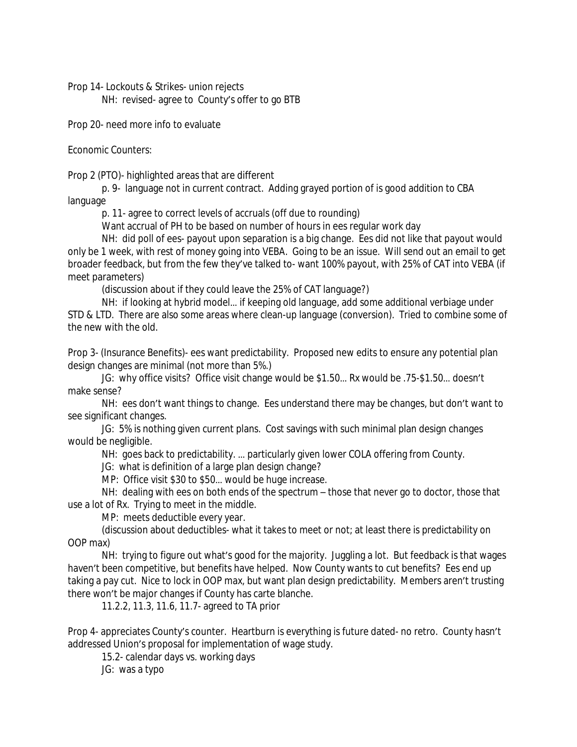Prop 14- Lockouts & Strikes- union rejects

NH: revised- agree to County's offer to go BTB

Prop 20- need more info to evaluate

Economic Counters:

Prop 2 (PTO)- highlighted areas that are different

p. 9- language not in current contract. Adding grayed portion of is good addition to CBA language

p. 11- agree to correct levels of accruals (off due to rounding)

Want accrual of PH to be based on number of hours in ees regular work day

NH: did poll of ees- payout upon separation is a big change. Ees did not like that payout would only be 1 week, with rest of money going into VEBA. Going to be an issue. Will send out an email to get broader feedback, but from the few they've talked to- want 100% payout, with 25% of CAT into VEBA (if meet parameters)

(discussion about if they could leave the 25% of CAT language?)

NH: if looking at hybrid model… if keeping old language, add some additional verbiage under STD & LTD. There are also some areas where clean-up language (conversion). Tried to combine some of the new with the old.

Prop 3- (Insurance Benefits)- ees want predictability. Proposed new edits to ensure any potential plan design changes are minimal (not more than 5%.)

JG: why office visits? Office visit change would be $1.50… Rx would be .75-$1.50… doesn't make sense?

NH: ees don't want things to change. Ees understand there may be changes, but don't want to see significant changes.

JG: 5% is nothing given current plans. Cost savings with such minimal plan design changes would be negligible.

NH: goes back to predictability. … particularly given lower COLA offering from County.

JG: what is definition of a large plan design change?

MP: Office visit $30 to $50… would be huge increase.

NH: dealing with ees on both ends of the spectrum – those that never go to doctor, those that use a lot of Rx. Trying to meet in the middle.

MP: meets deductible every year.

(discussion about deductibles- what it takes to meet or not; at least there is predictability on OOP max)

NH: trying to figure out what's good for the majority. Juggling a lot. But feedback is that wages haven't been competitive, but benefits have helped. Now County wants to cut benefits? Ees end up taking a pay cut. Nice to lock in OOP max, but want plan design predictability. Members aren't trusting there won't be major changes if County has carte blanche.

11.2.2, 11.3, 11.6, 11.7- agreed to TA prior

Prop 4- appreciates County's counter. Heartburn is everything is future dated- no retro. County hasn't addressed Union's proposal for implementation of wage study.

15.2- calendar days vs. working days

JG: was a typo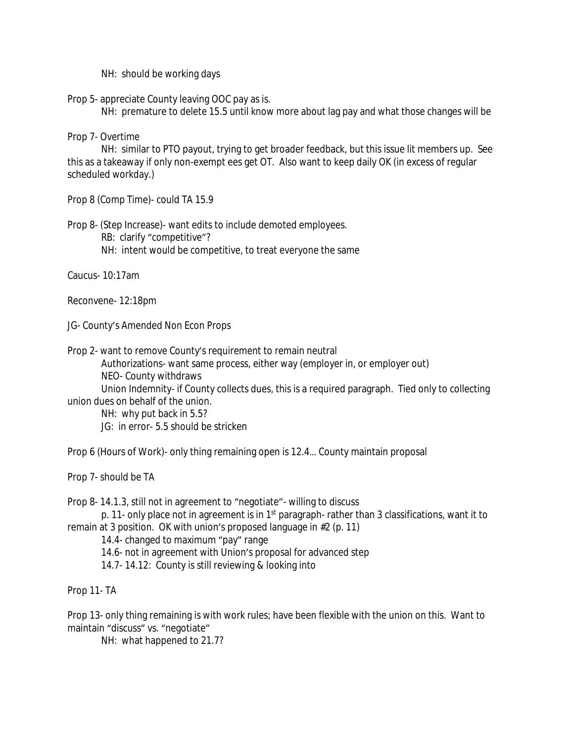NH: should be working days

Prop 5- appreciate County leaving OOC pay as is.

NH: premature to delete 15.5 until know more about lag pay and what those changes will be

Prop 7- Overtime

NH: similar to PTO payout, trying to get broader feedback, but this issue lit members up. See this as a takeaway if only non-exempt ees get OT. Also want to keep daily OK (in excess of regular scheduled workday.)

Prop 8 (Comp Time)- could TA 15.9

Prop 8- (Step Increase)- want edits to include demoted employees.

RB: clarify "competitive"?

NH: intent would be competitive, to treat everyone the same

Caucus- 10:17am

Reconvene- 12:18pm

JG- County's Amended Non Econ Props

Prop 2- want to remove County's requirement to remain neutral

Authorizations- want same process, either way (employer in, or employer out)

NEO- County withdraws

Union Indemnity- if County collects dues, this is a required paragraph. Tied only to collecting union dues on behalf of the union.

NH: why put back in 5.5?

JG: in error- 5.5 should be stricken

Prop 6 (Hours of Work)- only thing remaining open is 12.4… County maintain proposal

Prop 7- should be TA

Prop 8- 14.1.3, still not in agreement to "negotiate"- willing to discuss

p. 11- only place not in agreement is in 1st paragraph- rather than 3 classifications, want it to remain at 3 position. OK with union's proposed language in #2 (p. 11)

14.4- changed to maximum "pay" range

14.6- not in agreement with Union's proposal for advanced step

14.7- 14.12: County is still reviewing & looking into

Prop 11- TA

Prop 13- only thing remaining is with work rules; have been flexible with the union on this. Want to maintain "discuss" vs. "negotiate"

NH: what happened to 21.7?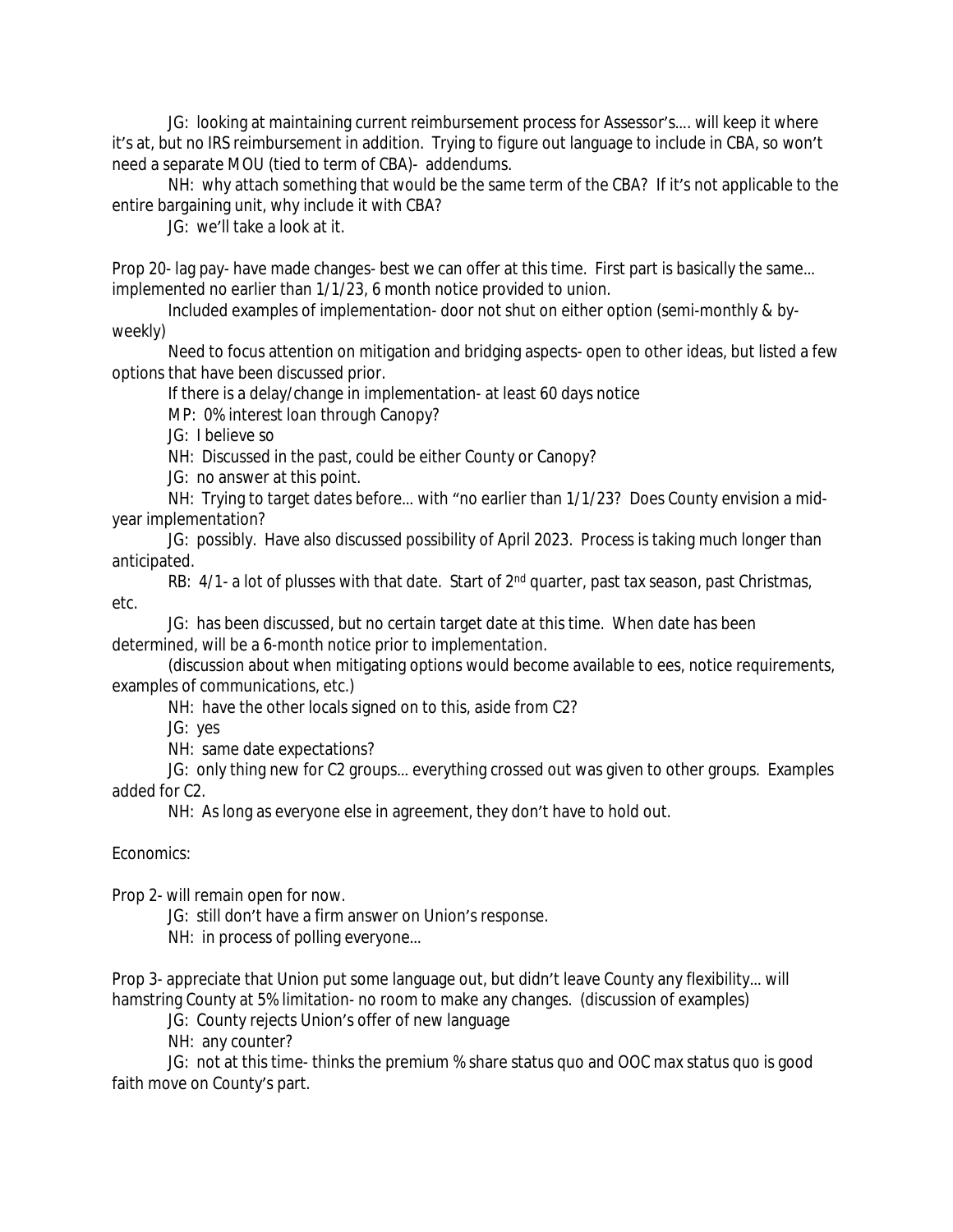JG: looking at maintaining current reimbursement process for Assessor's…. will keep it where it's at, but no IRS reimbursement in addition. Trying to figure out language to include in CBA, so won't need a separate MOU (tied to term of CBA)- addendums.

NH: why attach something that would be the same term of the CBA? If it's not applicable to the entire bargaining unit, why include it with CBA?

JG: we'll take a look at it.

Prop 20- lag pay- have made changes- best we can offer at this time. First part is basically the same… implemented no earlier than 1/1/23, 6 month notice provided to union.

Included examples of implementation- door not shut on either option (semi-monthly & by-weekly)

Need to focus attention on mitigation and bridging aspects- open to other ideas, but listed a few options that have been discussed prior.

If there is a delay/change in implementation- at least 60 days notice

MP: 0% interest loan through Canopy?

JG: I believe so

NH: Discussed in the past, could be either County or Canopy?

JG: no answer at this point.

NH: Trying to target dates before… with "no earlier than 1/1/23? Does County envision a mid-year implementation?

JG: possibly. Have also discussed possibility of April 2023. Process is taking much longer than anticipated.

RB: 4/1- a lot of plusses with that date. Start of 2nd quarter, past tax season, past Christmas, etc.

JG: has been discussed, but no certain target date at this time. When date has been determined, will be a 6-month notice prior to implementation.

(discussion about when mitigating options would become available to ees, notice requirements, examples of communications, etc.)

NH: have the other locals signed on to this, aside from C2?

JG: yes

NH: same date expectations?

JG: only thing new for C2 groups… everything crossed out was given to other groups. Examples added for C2.

NH: As long as everyone else in agreement, they don't have to hold out.

Economics:

Prop 2- will remain open for now.

JG: still don't have a firm answer on Union's response.

NH: in process of polling everyone…

Prop 3- appreciate that Union put some language out, but didn't leave County any flexibility… will hamstring County at 5% limitation- no room to make any changes. (discussion of examples)

JG: County rejects Union's offer of new language

NH: any counter?

JG: not at this time- thinks the premium % share status quo and OOC max status quo is good faith move on County's part.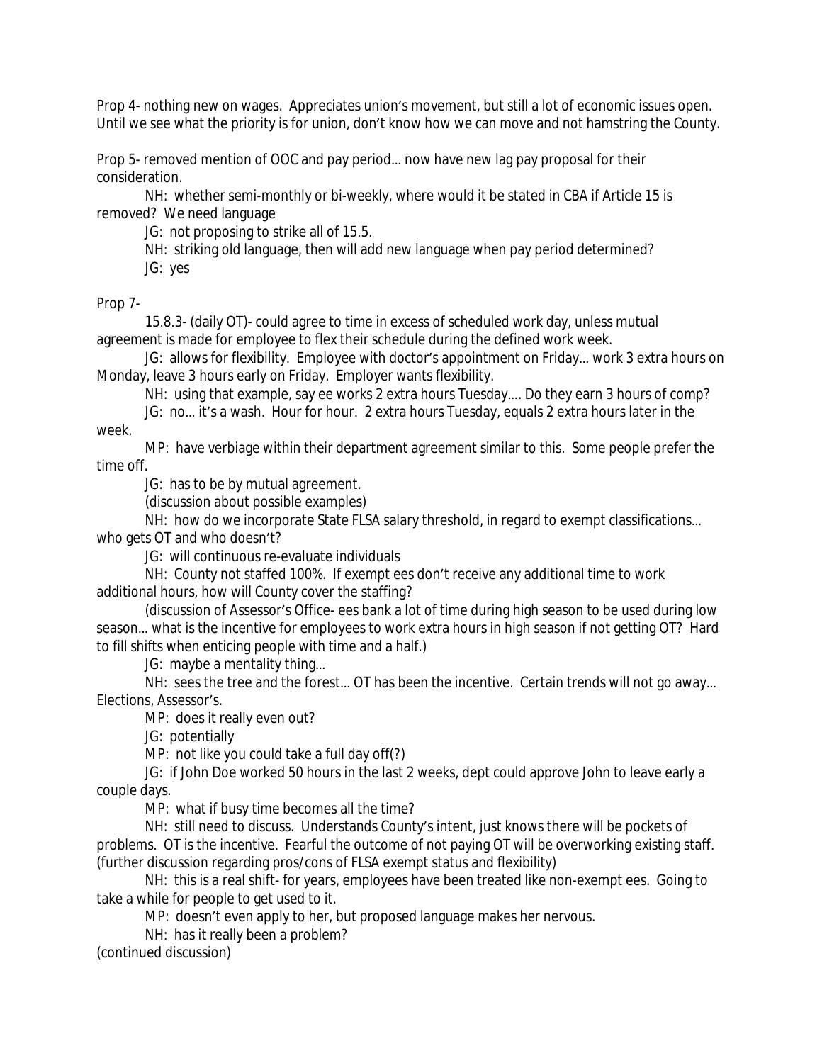Prop 4- nothing new on wages. Appreciates union's movement, but still a lot of economic issues open. Until we see what the priority is for union, don't know how we can move and not hamstring the County.

Prop 5- removed mention of OOC and pay period… now have new lag pay proposal for their consideration.

NH: whether semi-monthly or bi-weekly, where would it be stated in CBA if Article 15 is removed? We need language

JG: not proposing to strike all of 15.5.

NH: striking old language, then will add new language when pay period determined?

JG: yes

Prop 7-

15.8.3- (daily OT)- could agree to time in excess of scheduled work day, unless mutual agreement is made for employee to flex their schedule during the defined work week.

JG: allows for flexibility. Employee with doctor's appointment on Friday… work 3 extra hours on Monday, leave 3 hours early on Friday. Employer wants flexibility.

NH: using that example, say ee works 2 extra hours Tuesday…. Do they earn 3 hours of comp?

JG: no… it's a wash. Hour for hour. 2 extra hours Tuesday, equals 2 extra hours later in the week.

MP: have verbiage within their department agreement similar to this. Some people prefer the time off.

JG: has to be by mutual agreement.

(discussion about possible examples)

NH: how do we incorporate State FLSA salary threshold, in regard to exempt classifications… who gets OT and who doesn't?

JG: will continuous re-evaluate individuals

NH: County not staffed 100%. If exempt ees don't receive any additional time to work additional hours, how will County cover the staffing?

(discussion of Assessor's Office- ees bank a lot of time during high season to be used during low season… what is the incentive for employees to work extra hours in high season if not getting OT? Hard to fill shifts when enticing people with time and a half.)

JG: maybe a mentality thing…

NH: sees the tree and the forest… OT has been the incentive. Certain trends will not go away… Elections, Assessor's.

MP: does it really even out?

JG: potentially

MP: not like you could take a full day off(?)

JG: if John Doe worked 50 hours in the last 2 weeks, dept could approve John to leave early a couple days.

MP: what if busy time becomes all the time?

NH: still need to discuss. Understands County's intent, just knows there will be pockets of problems. OT is the incentive. Fearful the outcome of not paying OT will be overworking existing staff. (further discussion regarding pros/cons of FLSA exempt status and flexibility)

NH: this is a real shift- for years, employees have been treated like non-exempt ees. Going to take a while for people to get used to it.

MP: doesn't even apply to her, but proposed language makes her nervous.

NH: has it really been a problem?

(continued discussion)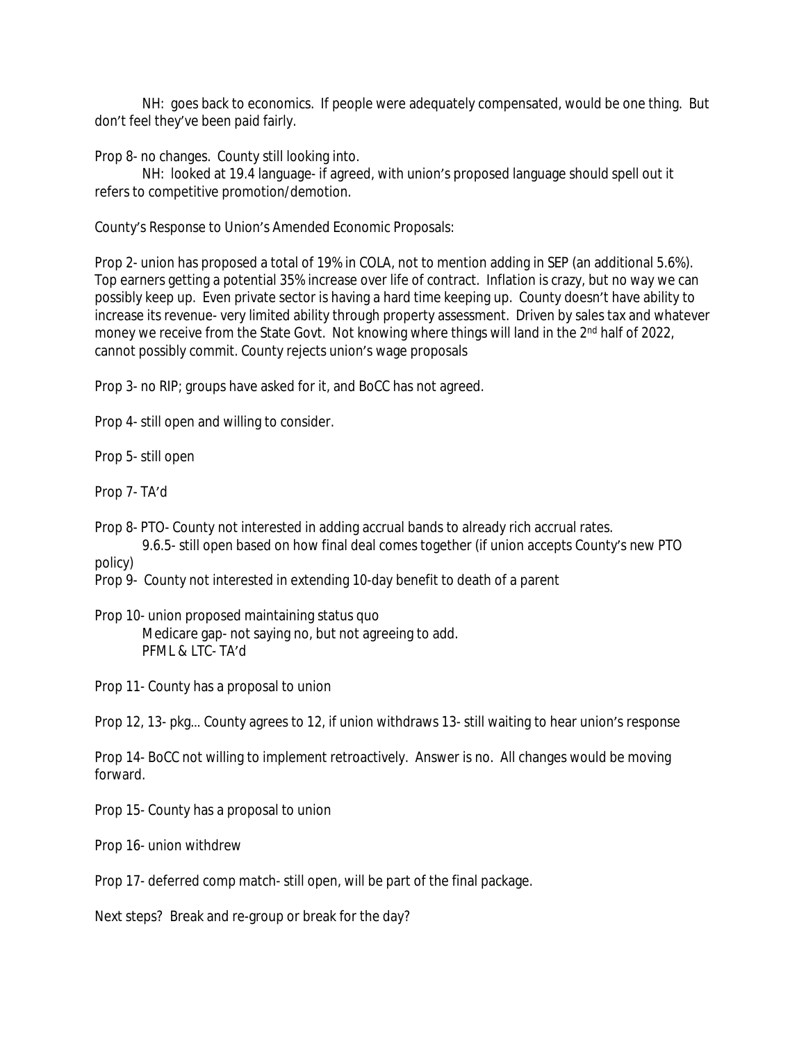NH: goes back to economics. If people were adequately compensated, would be one thing. But don't feel they've been paid fairly.

Prop 8- no changes. County still looking into.

NH: looked at 19.4 language- if agreed, with union's proposed language should spell out it refers to competitive promotion/demotion.

County's Response to Union's Amended Economic Proposals:

Prop 2- union has proposed a total of 19% in COLA, not to mention adding in SEP (an additional 5.6%). Top earners getting a potential 35% increase over life of contract. Inflation is crazy, but no way we can possibly keep up. Even private sector is having a hard time keeping up. County doesn't have ability to increase its revenue- very limited ability through property assessment. Driven by sales tax and whatever money we receive from the State Govt. Not knowing where things will land in the 2nd half of 2022, cannot possibly commit. County rejects union's wage proposals

Prop 3- no RIP; groups have asked for it, and BoCC has not agreed.

Prop 4- still open and willing to consider.

Prop 5- still open

Prop 7- TA'd

Prop 8- PTO- County not interested in adding accrual bands to already rich accrual rates.

9.6.5- still open based on how final deal comes together (if union accepts County's new PTO policy)

Prop 9- County not interested in extending 10-day benefit to death of a parent

Prop 10- union proposed maintaining status quo

Medicare gap- not saying no, but not agreeing to add.

PFML & LTC- TA'd

Prop 11- County has a proposal to union

Prop 12, 13- pkg… County agrees to 12, if union withdraws 13- still waiting to hear union's response

Prop 14- BoCC not willing to implement retroactively. Answer is no. All changes would be moving forward.

Prop 15- County has a proposal to union

Prop 16- union withdrew

Prop 17- deferred comp match- still open, will be part of the final package.

Next steps? Break and re-group or break for the day?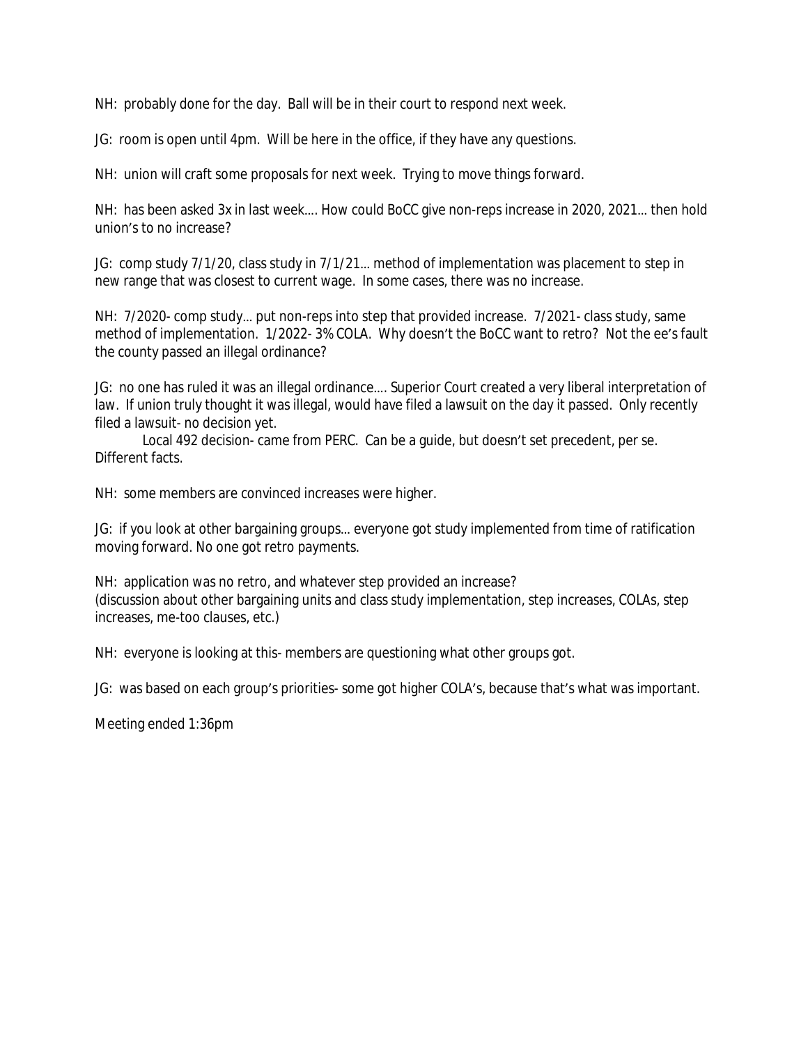NH: probably done for the day. Ball will be in their court to respond next week.

JG: room is open until 4pm. Will be here in the office, if they have any questions.

NH: union will craft some proposals for next week. Trying to move things forward.

NH: has been asked 3x in last week…. How could BoCC give non-reps increase in 2020, 2021… then hold union's to no increase?

JG: comp study 7/1/20, class study in 7/1/21… method of implementation was placement to step in new range that was closest to current wage. In some cases, there was no increase.

NH: 7/2020- comp study… put non-reps into step that provided increase. 7/2021- class study, same method of implementation. 1/2022- 3% COLA. Why doesn't the BoCC want to retro? Not the ee's fault the county passed an illegal ordinance?

JG: no one has ruled it was an illegal ordinance…. Superior Court created a very liberal interpretation of law. If union truly thought it was illegal, would have filed a lawsuit on the day it passed. Only recently filed a lawsuit- no decision yet.

Local 492 decision- came from PERC. Can be a guide, but doesn't set precedent, per se. Different facts.

NH: some members are convinced increases were higher.

JG: if you look at other bargaining groups… everyone got study implemented from time of ratification moving forward. No one got retro payments.

NH: application was no retro, and whatever step provided an increase?
(discussion about other bargaining units and class study implementation, step increases, COLAs, step increases, me-too clauses, etc.)

NH: everyone is looking at this- members are questioning what other groups got.

JG: was based on each group's priorities- some got higher COLA's, because that's what was important.

Meeting ended 1:36pm